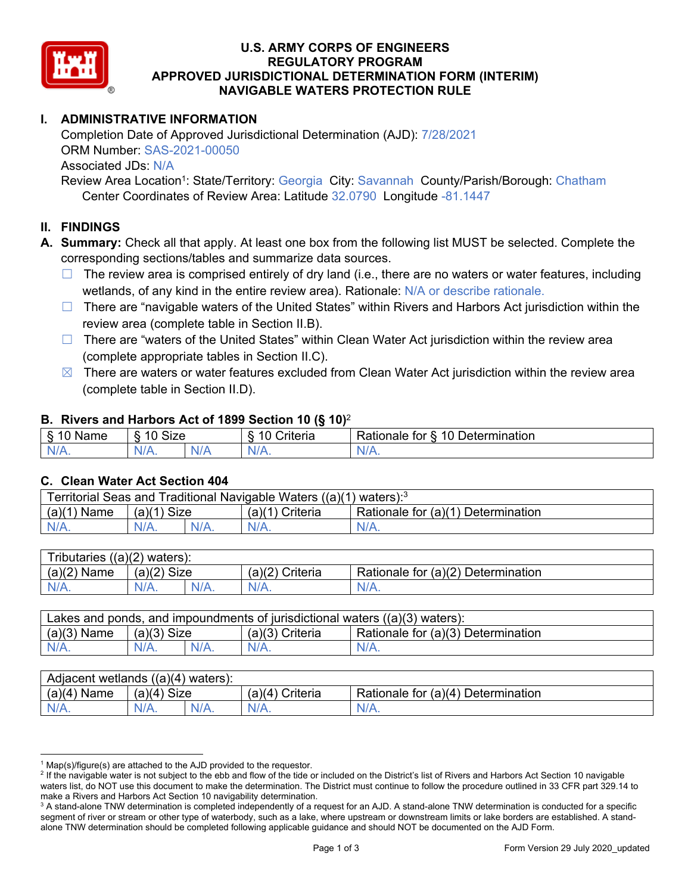# U.S. ARMY CORPS OF ENGINEERS
# REGULATORY PROGRAM
# APPROVED JURISDICTIONAL DETERMINATION FORM (INTERIM)
# NAVIGABLE WATERS PROTECTION RULE

## I. ADMINISTRATIVE INFORMATION

Completion Date of Approved Jurisdictional Determination (AJD): 7/28/2021
ORM Number: SAS-2021-00050
Associated JDs: N/A
Review Area Location[1]: State/Territory: Georgia City: Savannah County/Parish/Borough: Chatham
Center Coordinates of Review Area: Latitude 32.0790 Longitude -81.1447

## II. FINDINGS

**A. Summary:** Check all that apply. At least one box from the following list MUST be selected. Complete the corresponding sections/tables and summarize data sources.

- ☐ The review area is comprised entirely of dry land (i.e., there are no waters or water features, including wetlands, of any kind in the entire review area). Rationale: N/A or describe rationale.
- ☐ There are "navigable waters of the United States" within Rivers and Harbors Act jurisdiction within the review area (complete table in Section II.B).
- ☐ There are "waters of the United States" within Clean Water Act jurisdiction within the review area (complete appropriate tables in Section II.C).
- ☒ There are waters or water features excluded from Clean Water Act jurisdiction within the review area (complete table in Section II.D).

### B. Rivers and Harbors Act of 1899 Section 10 (§ 10)[2]

| § 10 Name | § 10 Size | | § 10 Criteria | Rationale for § 10 Determination |
|---|---|---|---|---|
| N/A. | N/A. | N/A | N/A. | N/A. |

### C. Clean Water Act Section 404

| Territorial Seas and Traditional Navigable Waters ((a)(1) waters):[3] | | | | |
|---|---|---|---|---|
| (a)(1) Name | (a)(1) Size | | (a)(1) Criteria | Rationale for (a)(1) Determination |
| N/A. | N/A. | N/A. | N/A. | N/A. |

| Tributaries ((a)(2) waters): | | | | |
|---|---|---|---|---|
| (a)(2) Name | (a)(2) Size | | (a)(2) Criteria | Rationale for (a)(2) Determination |
| N/A. | N/A. | N/A. | N/A. | N/A. |

| Lakes and ponds, and impoundments of jurisdictional waters ((a)(3) waters): | | | | |
|---|---|---|---|---|
| (a)(3) Name | (a)(3) Size | | (a)(3) Criteria | Rationale for (a)(3) Determination |
| N/A. | N/A. | N/A. | N/A. | N/A. |

| Adjacent wetlands ((a)(4) waters): | | | | |
|---|---|---|---|---|
| (a)(4) Name | (a)(4) Size | | (a)(4) Criteria | Rationale for (a)(4) Determination |
| N/A. | N/A. | N/A. | N/A. | N/A. |

---

[1] Map(s)/figure(s) are attached to the AJD provided to the requestor.
[2] If the navigable water is not subject to the ebb and flow of the tide or included on the District's list of Rivers and Harbors Act Section 10 navigable waters list, do NOT use this document to make the determination. The District must continue to follow the procedure outlined in 33 CFR part 329.14 to make a Rivers and Harbors Act Section 10 navigability determination.
[3] A stand-alone TNW determination is completed independently of a request for an AJD. A stand-alone TNW determination is conducted for a specific segment of river or stream or other type of waterbody, such as a lake, where upstream or downstream limits or lake borders are established. A stand-alone TNW determination should be completed following applicable guidance and should NOT be documented on the AJD Form.

Form Version 29 July 2020_updated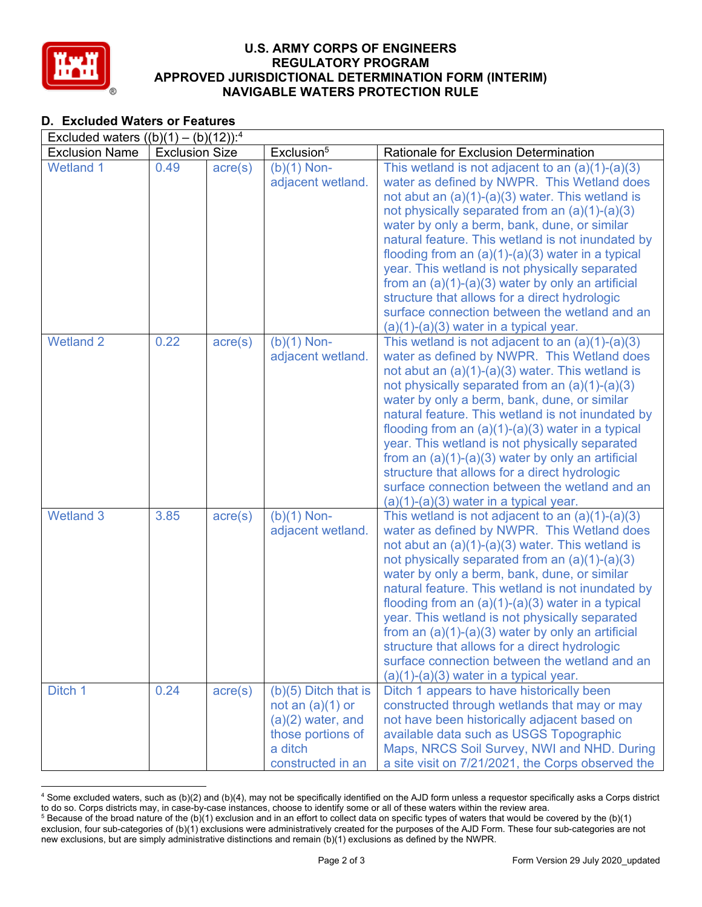## D. Excluded Waters or Features

Excluded waters ((b)(1) – (b)(12)):[4]

| Exclusion Name | Exclusion Size | | Exclusion[5] | Rationale for Exclusion Determination |
|---|---|---|---|---|
| Wetland 1 | 0.49 | acre(s) | (b)(1) Non-adjacent wetland. | This wetland is not adjacent to an (a)(1)-(a)(3) water as defined by NWPR. This Wetland does not abut an (a)(1)-(a)(3) water. This wetland is not physically separated from an (a)(1)-(a)(3) water by only a berm, bank, dune, or similar natural feature. This wetland is not inundated by flooding from an (a)(1)-(a)(3) water in a typical year. This wetland is not physically separated from an (a)(1)-(a)(3) water by only an artificial structure that allows for a direct hydrologic surface connection between the wetland and an (a)(1)-(a)(3) water in a typical year. |
| Wetland 2 | 0.22 | acre(s) | (b)(1) Non-adjacent wetland. | This wetland is not adjacent to an (a)(1)-(a)(3) water as defined by NWPR. This Wetland does not abut an (a)(1)-(a)(3) water. This wetland is not physically separated from an (a)(1)-(a)(3) water by only a berm, bank, dune, or similar natural feature. This wetland is not inundated by flooding from an (a)(1)-(a)(3) water in a typical year. This wetland is not physically separated from an (a)(1)-(a)(3) water by only an artificial structure that allows for a direct hydrologic surface connection between the wetland and an (a)(1)-(a)(3) water in a typical year. |
| Wetland 3 | 3.85 | acre(s) | (b)(1) Non-adjacent wetland. | This wetland is not adjacent to an (a)(1)-(a)(3) water as defined by NWPR. This Wetland does not abut an (a)(1)-(a)(3) water. This wetland is not physically separated from an (a)(1)-(a)(3) water by only a berm, bank, dune, or similar natural feature. This wetland is not inundated by flooding from an (a)(1)-(a)(3) water in a typical year. This wetland is not physically separated from an (a)(1)-(a)(3) water by only an artificial structure that allows for a direct hydrologic surface connection between the wetland and an (a)(1)-(a)(3) water in a typical year. |
| Ditch 1 | 0.24 | acre(s) | (b)(5) Ditch that is not an (a)(1) or (a)(2) water, and those portions of a ditch constructed in an | Ditch 1 appears to have historically been constructed through wetlands that may or may not have been historically adjacent based on available data such as USGS Topographic Maps, NRCS Soil Survey, NWI and NHD. During a site visit on 7/21/2021, the Corps observed the |

[4] Some excluded waters, such as (b)(2) and (b)(4), may not be specifically identified on the AJD form unless a requestor specifically asks a Corps district to do so. Corps districts may, in case-by-case instances, choose to identify some or all of these waters within the review area.

[5] Because of the broad nature of the (b)(1) exclusion and in an effort to collect data on specific types of waters that would be covered by the (b)(1) exclusion, four sub-categories of (b)(1) exclusions were administratively created for the purposes of the AJD Form. These four sub-categories are not new exclusions, but are simply administrative distinctions and remain (b)(1) exclusions as defined by the NWPR.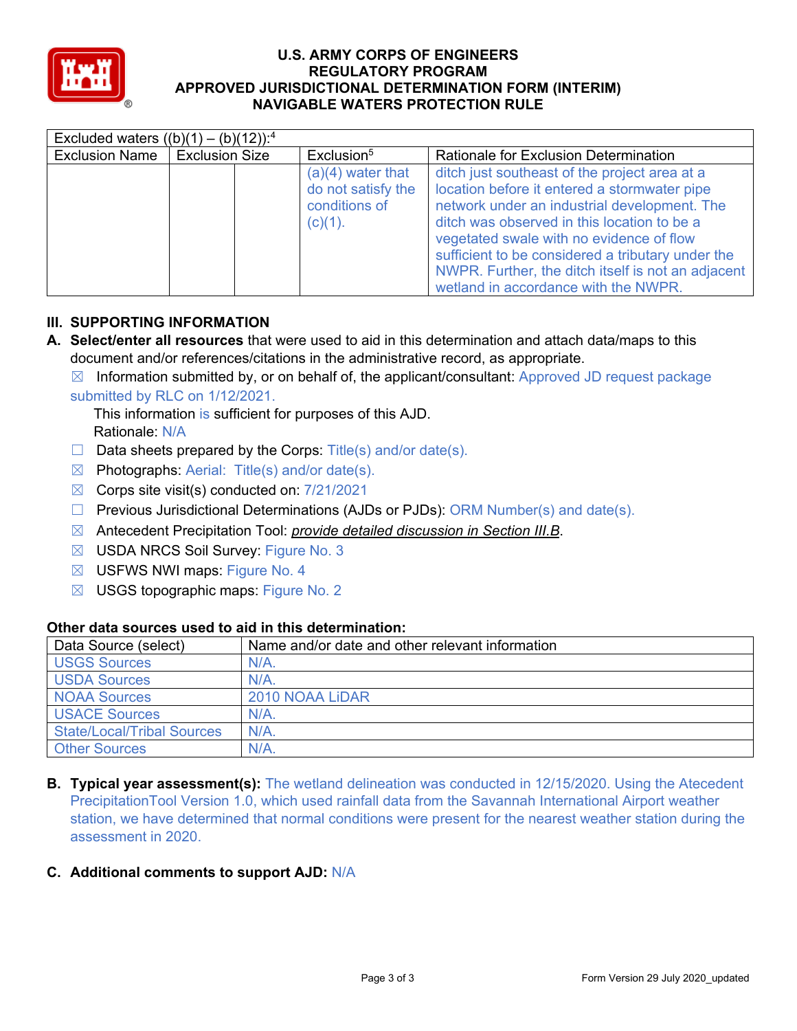# U.S. ARMY CORPS OF ENGINEERS
## REGULATORY PROGRAM
## APPROVED JURISDICTIONAL DETERMINATION FORM (INTERIM)
## NAVIGABLE WATERS PROTECTION RULE

| Excluded waters ((b)(1) – (b)(12)):[4] | | | |
|---|---|---|---|
| Exclusion Name | Exclusion Size | Exclusion[5] | Rationale for Exclusion Determination |
| | | (a)(4) water that do not satisfy the conditions of (c)(1). | ditch just southeast of the project area at a location before it entered a stormwater pipe network under an industrial development. The ditch was observed in this location to be a vegetated swale with no evidence of flow sufficient to be considered a tributary under the NWPR. Further, the ditch itself is not an adjacent wetland in accordance with the NWPR. |

## III. SUPPORTING INFORMATION

**A. Select/enter all resources** that were used to aid in this determination and attach data/maps to this document and/or references/citations in the administrative record, as appropriate.

☒ Information submitted by, or on behalf of, the applicant/consultant: Approved JD request package submitted by RLC on 1/12/2021.

This information is sufficient for purposes of this AJD.
Rationale: N/A

☐ Data sheets prepared by the Corps: Title(s) and/or date(s).

☒ Photographs: Aerial: Title(s) and/or date(s).

☒ Corps site visit(s) conducted on: 7/21/2021

☐ Previous Jurisdictional Determinations (AJDs or PJDs): ORM Number(s) and date(s).

☒ Antecedent Precipitation Tool: *provide detailed discussion in Section III.B*.

☒ USDA NRCS Soil Survey: Figure No. 3

☒ USFWS NWI maps: Figure No. 4

☒ USGS topographic maps: Figure No. 2

**Other data sources used to aid in this determination:**

| Data Source (select) | Name and/or date and other relevant information |
|---|---|
| USGS Sources | N/A. |
| USDA Sources | N/A. |
| NOAA Sources | 2010 NOAA LiDAR |
| USACE Sources | N/A. |
| State/Local/Tribal Sources | N/A. |
| Other Sources | N/A. |

**B. Typical year assessment(s):** The wetland delineation was conducted in 12/15/2020. Using the Atecedent PrecipitationTool Version 1.0, which used rainfall data from the Savannah International Airport weather station, we have determined that normal conditions were present for the nearest weather station during the assessment in 2020.

**C. Additional comments to support AJD:** N/A